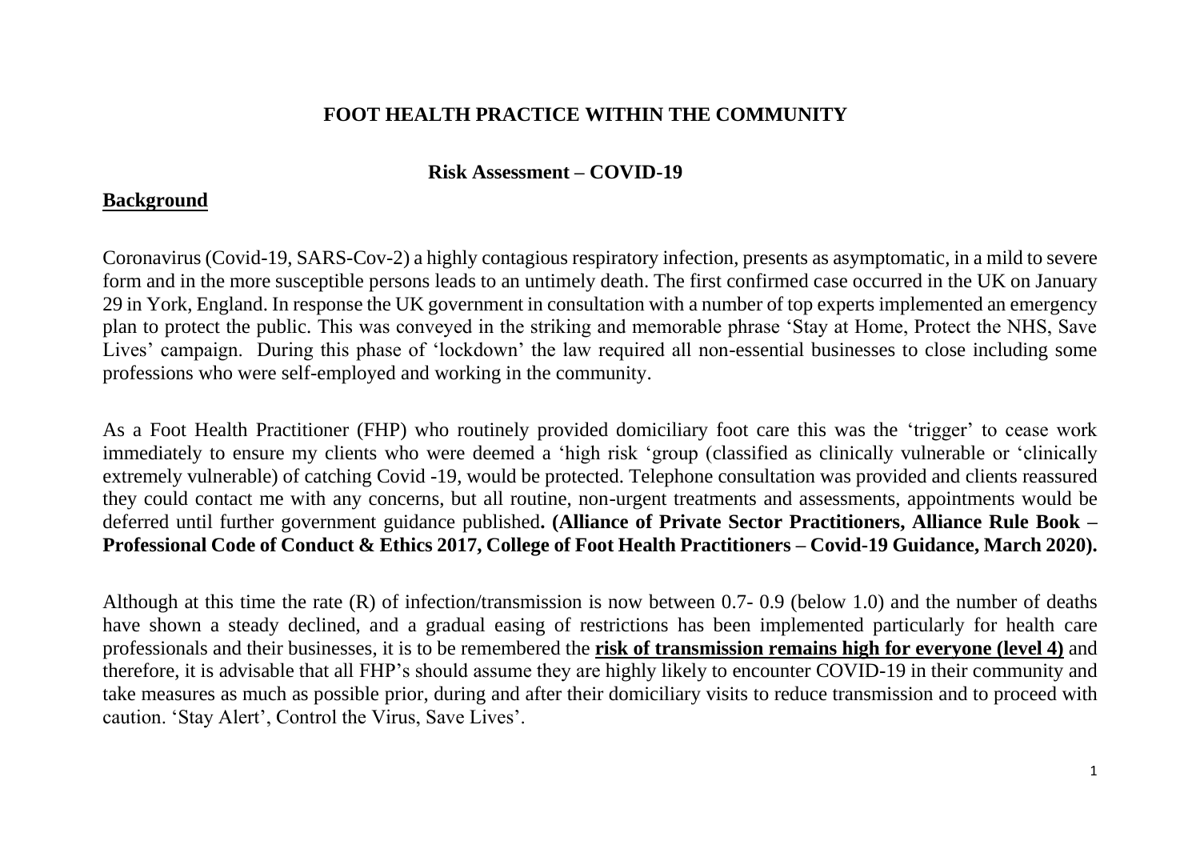# FOOT HEALTH PRACTICE WITHIN THE COMMUNITY

## Risk Assessment – COVID-19

### Background

Coronavirus (Covid-19, SARS-Cov-2) a highly contagious respiratory infection, presents as asymptomatic, in a mild to severe form and in the more susceptible persons leads to an untimely death. The first confirmed case occurred in the UK on January 29 in York, England. In response the UK government in consultation with a number of top experts implemented an emergency plan to protect the public. This was conveyed in the striking and memorable phrase 'Stay at Home, Protect the NHS, Save Lives' campaign. During this phase of 'lockdown' the law required all non-essential businesses to close including some professions who were self-employed and working in the community.

As a Foot Health Practitioner (FHP) who routinely provided domiciliary foot care this was the 'trigger' to cease work immediately to ensure my clients who were deemed a 'high risk 'group (classified as clinically vulnerable or 'clinically extremely vulnerable) of catching Covid -19, would be protected. Telephone consultation was provided and clients reassured they could contact me with any concerns, but all routine, non-urgent treatments and assessments, appointments would be deferred until further government guidance published**. (Alliance of Private Sector Practitioners, Alliance Rule Book – Professional Code of Conduct & Ethics 2017, College of Foot Health Practitioners – Covid-19 Guidance, March 2020).**

Although at this time the rate (R) of infection/transmission is now between 0.7- 0.9 (below 1.0) and the number of deaths have shown a steady declined, and a gradual easing of restrictions has been implemented particularly for health care professionals and their businesses, it is to be remembered the **risk of transmission remains high for everyone (level 4)** and therefore, it is advisable that all FHP's should assume they are highly likely to encounter COVID-19 in their community and take measures as much as possible prior, during and after their domiciliary visits to reduce transmission and to proceed with caution. 'Stay Alert', Control the Virus, Save Lives'.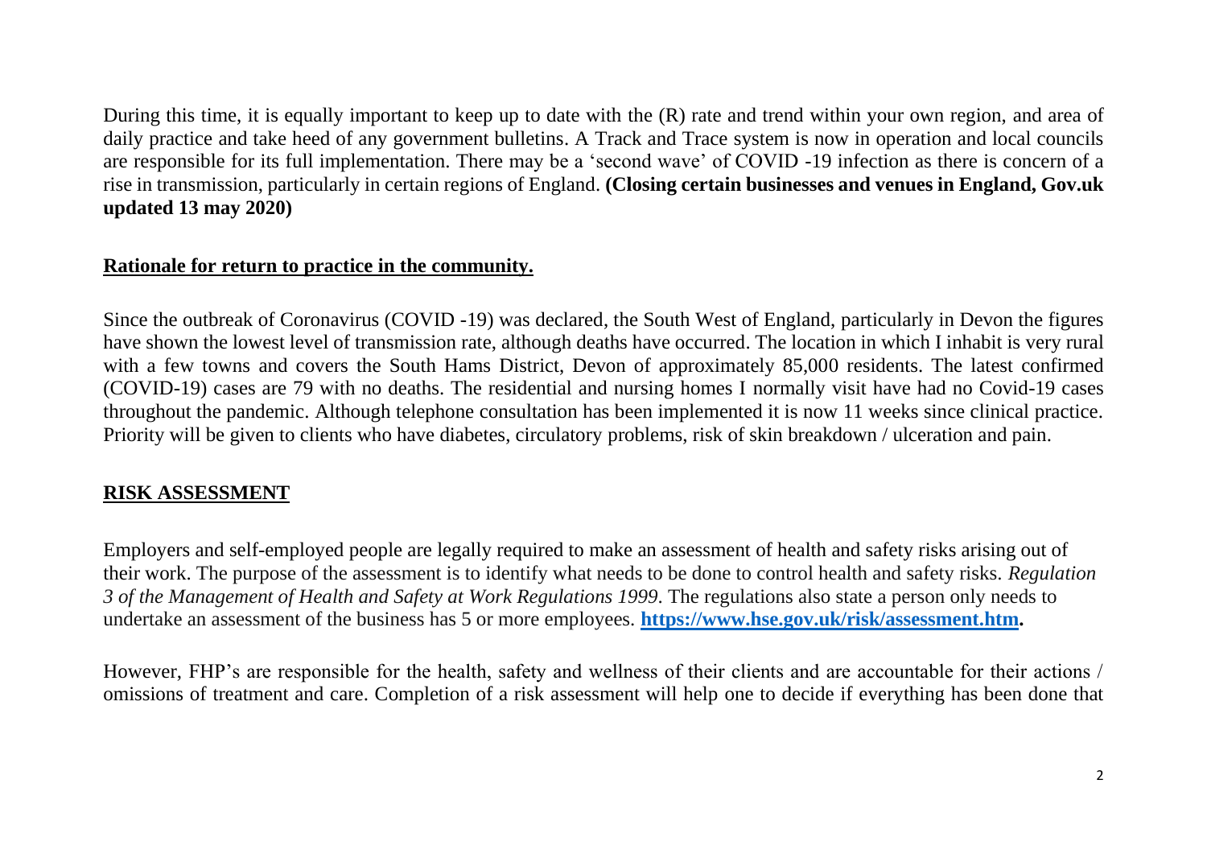During this time, it is equally important to keep up to date with the (R) rate and trend within your own region, and area of daily practice and take heed of any government bulletins. A Track and Trace system is now in operation and local councils are responsible for its full implementation. There may be a 'second wave' of COVID -19 infection as there is concern of a rise in transmission, particularly in certain regions of England. **(Closing certain businesses and venues in England, Gov.uk updated 13 may 2020)**

## Rationale for return to practice in the community.

Since the outbreak of Coronavirus (COVID -19) was declared, the South West of England, particularly in Devon the figures have shown the lowest level of transmission rate, although deaths have occurred. The location in which I inhabit is very rural with a few towns and covers the South Hams District, Devon of approximately 85,000 residents. The latest confirmed (COVID-19) cases are 79 with no deaths. The residential and nursing homes I normally visit have had no Covid-19 cases throughout the pandemic. Although telephone consultation has been implemented it is now 11 weeks since clinical practice. Priority will be given to clients who have diabetes, circulatory problems, risk of skin breakdown / ulceration and pain.

## RISK ASSESSMENT

Employers and self-employed people are legally required to make an assessment of health and safety risks arising out of their work. The purpose of the assessment is to identify what needs to be done to control health and safety risks. *Regulation 3 of the Management of Health and Safety at Work Regulations 1999*. The regulations also state a person only needs to undertake an assessment of the business has 5 or more employees. **[https://www.hse.gov.uk/risk/assessment.htm](https://www.hse.gov.uk/risk/assessment.htm).**

However, FHP's are responsible for the health, safety and wellness of their clients and are accountable for their actions / omissions of treatment and care. Completion of a risk assessment will help one to decide if everything has been done that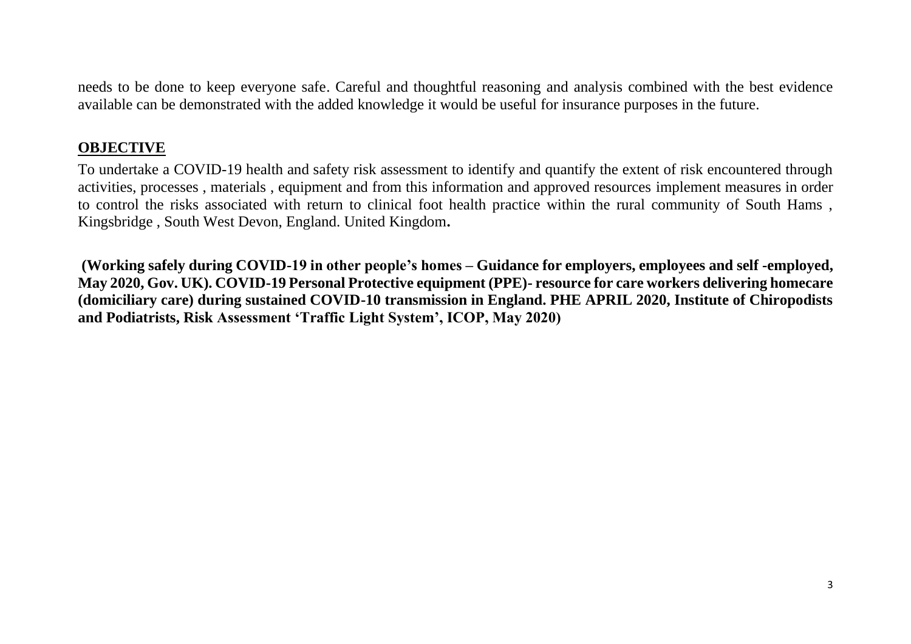needs to be done to keep everyone safe. Careful and thoughtful reasoning and analysis combined with the best evidence available can be demonstrated with the added knowledge it would be useful for insurance purposes in the future.

## **OBJECTIVE**

To undertake a COVID-19 health and safety risk assessment to identify and quantify the extent of risk encountered through activities, processes , materials , equipment and from this information and approved resources implement measures in order to control the risks associated with return to clinical foot health practice within the rural community of South Hams , Kingsbridge , South West Devon, England. United Kingdom**.**

**(Working safely during COVID-19 in other people's homes – Guidance for employers, employees and self -employed, May 2020, Gov. UK). COVID-19 Personal Protective equipment (PPE)- resource for care workers delivering homecare (domiciliary care) during sustained COVID-10 transmission in England. PHE APRIL 2020, Institute of Chiropodists and Podiatrists, Risk Assessment 'Traffic Light System', ICOP, May 2020)**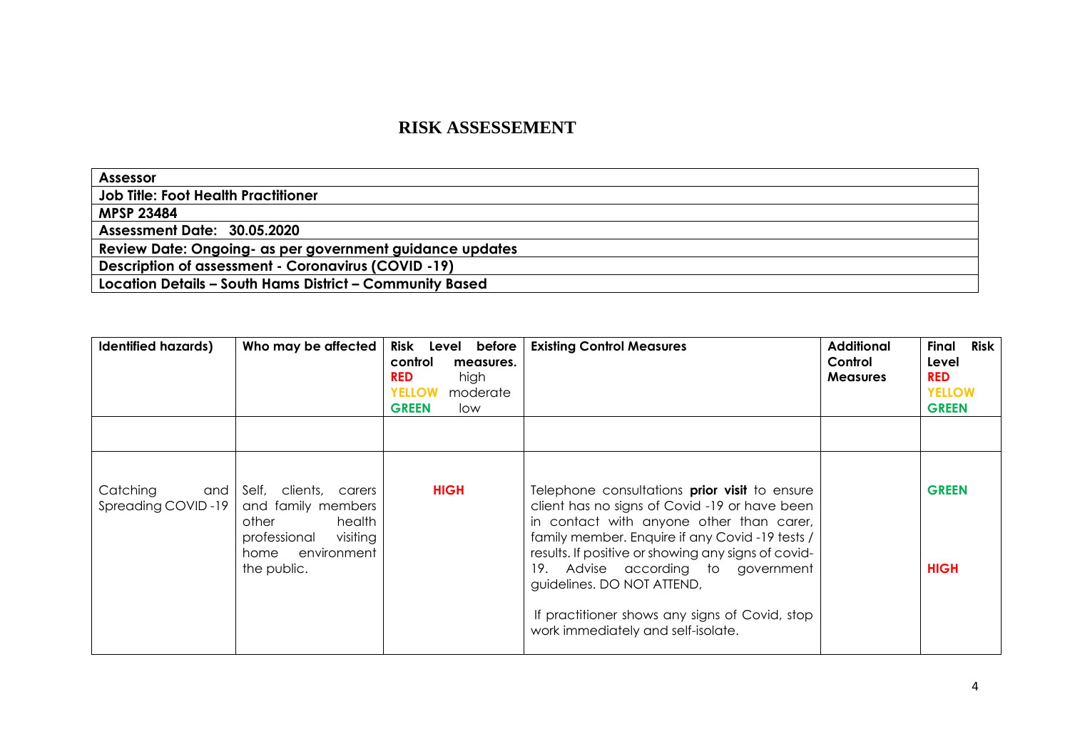# RISK ASSESSEMENT

| **Assessor** |
|---|
| **Job Title: Foot Health Practitioner** |
| **MPSP 23484** |
| **Assessment Date: 30.05.2020** |
| **Review Date: Ongoing- as per government guidance updates** |
| **Description of assessment - Coronavirus (COVID -19)** |
| **Location Details – South Hams District – Community Based** |

| **Identified hazards)** | **Who may be affected** | **Risk Level before control measures.** **RED** high **YELLOW** moderate **GREEN** low | **Existing Control Measures** | **Additional Control Measures** | **Final Risk Level** **RED** **YELLOW** **GREEN** |
|---|---|---|---|---|---|
| | | | | | |
| Catching and Spreading COVID -19 | Self, clients, carers and family members other health professional visiting home environment the public. | **HIGH** | Telephone consultations **prior visit** to ensure client has no signs of Covid -19 or have been in contact with anyone other than carer, family member. Enquire if any Covid -19 tests / results. If positive or showing any signs of covid-19. Advise according to government guidelines. DO NOT ATTEND,<br><br>If practitioner shows any signs of Covid, stop work immediately and self-isolate. | | **GREEN**<br><br>**HIGH** |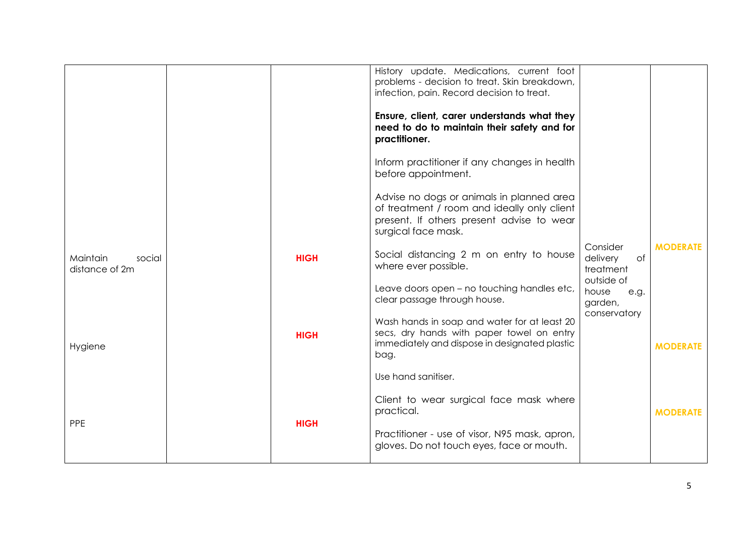| | | | | | |
|---|---|---|---|---|---|
| | | | History update. Medications, current foot problems - decision to treat. Skin breakdown, infection, pain. Record decision to treat.<br><br>**Ensure, client, carer understands what they need to do to maintain their safety and for practitioner.**<br><br>Inform practitioner if any changes in health before appointment.<br><br>Advise no dogs or animals in planned area of treatment / room and ideally only client present. If others present advise to wear surgical face mask. | | |
| Maintain social distance of 2m | | **HIGH** | Social distancing 2 m on entry to house where ever possible.<br><br>Leave doors open – no touching handles etc, clear passage through house. | Consider delivery of treatment outside of house e.g. garden, conservatory | **MODERATE** |
| Hygiene | | **HIGH** | Wash hands in soap and water for at least 20 secs, dry hands with paper towel on entry immediately and dispose in designated plastic bag.<br><br>Use hand sanitiser. | | **MODERATE** |
| PPE | | **HIGH** | Client to wear surgical face mask where practical.<br><br>Practitioner - use of visor, N95 mask, apron, gloves. Do not touch eyes, face or mouth. | | **MODERATE** |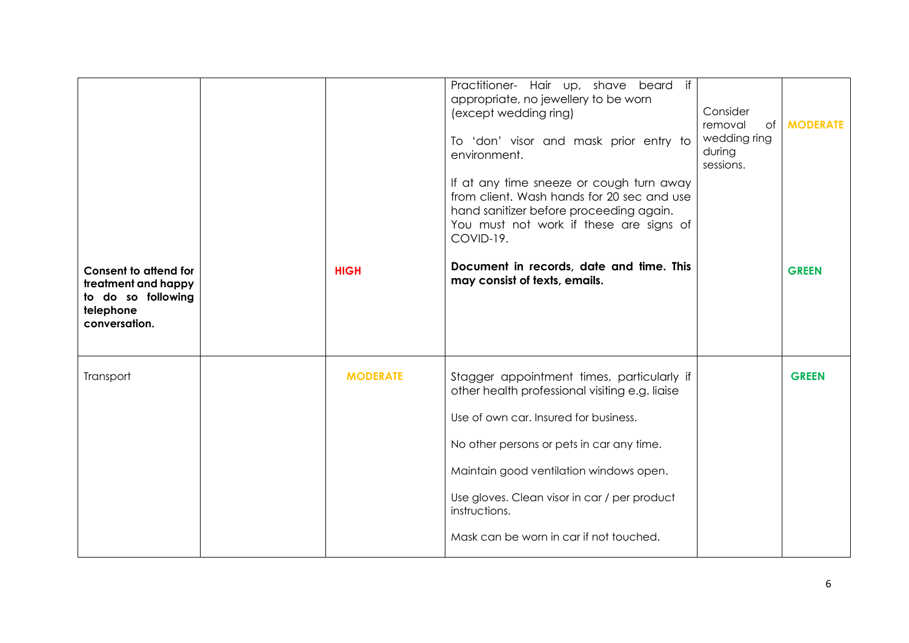| | | | | | |
|---|---|---|---|---|---|
| | | | Practitioner- Hair up, shave beard if appropriate, no jewellery to be worn (except wedding ring)<br><br>To 'don' visor and mask prior entry to environment.<br><br>If at any time sneeze or cough turn away from client. Wash hands for 20 sec and use hand sanitizer before proceeding again. You must not work if these are signs of COVID-19. | Consider removal of wedding ring during sessions. | **MODERATE** |
| **Consent to attend for treatment and happy to do so following telephone conversation.** | | **HIGH** | **Document in records, date and time. This may consist of texts, emails.** | | **GREEN** |
| Transport | | **MODERATE** | Stagger appointment times, particularly if other health professional visiting e.g. liaise<br><br>Use of own car. Insured for business.<br><br>No other persons or pets in car any time.<br><br>Maintain good ventilation windows open.<br><br>Use gloves. Clean visor in car / per product instructions.<br><br>Mask can be worn in car if not touched. | | **GREEN** |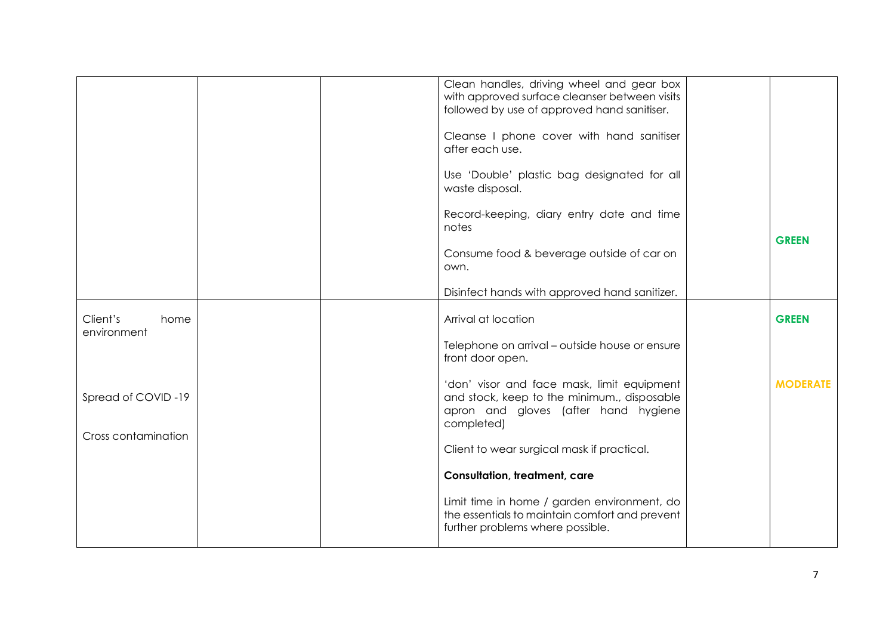| | | | | | |
|---|---|---|---|---|---|
| | | | Clean handles, driving wheel and gear box with approved surface cleanser between visits followed by use of approved hand sanitiser.<br><br>Cleanse I phone cover with hand sanitiser after each use.<br><br>Use 'Double' plastic bag designated for all waste disposal.<br><br>Record-keeping, diary entry date and time notes<br><br>Consume food & beverage outside of car on own.<br><br>Disinfect hands with approved hand sanitizer. | | **GREEN** |
| Client's home environment<br><br>Spread of COVID -19<br><br>Cross contamination | | | Arrival at location<br><br>Telephone on arrival – outside house or ensure front door open.<br><br>'don' visor and face mask, limit equipment and stock, keep to the minimum., disposable apron and gloves (after hand hygiene completed)<br><br>Client to wear surgical mask if practical.<br><br>**Consultation, treatment, care**<br><br>Limit time in home / garden environment, do the essentials to maintain comfort and prevent further problems where possible. | | **GREEN**<br><br>**MODERATE** |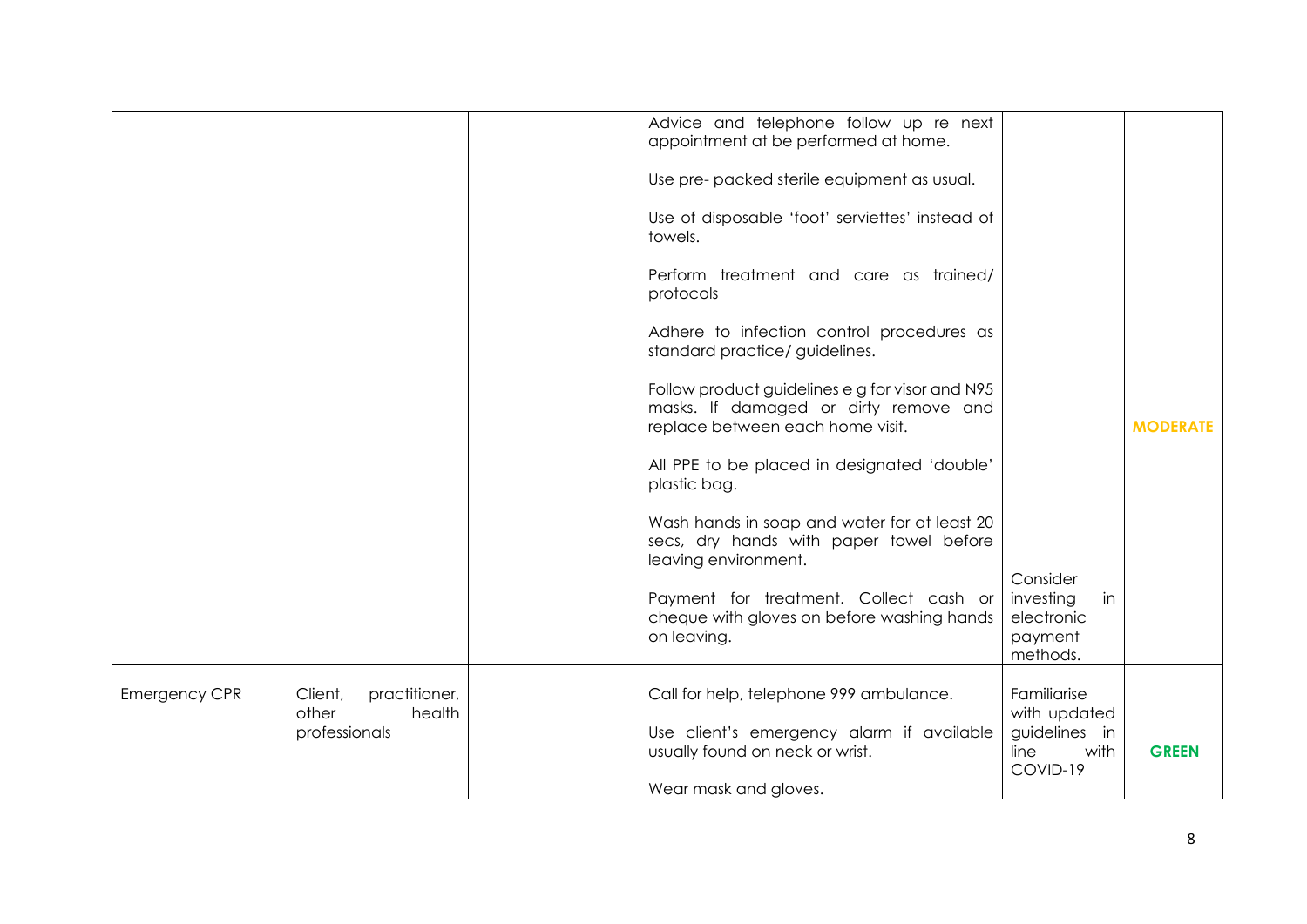| | | | | | |
|---|---|---|---|---|---|
| | | | Advice and telephone follow up re next appointment at be performed at home.<br><br>Use pre- packed sterile equipment as usual.<br><br>Use of disposable 'foot' serviettes' instead of towels.<br><br>Perform treatment and care as trained/ protocols<br><br>Adhere to infection control procedures as standard practice/ guidelines.<br><br>Follow product guidelines e g for visor and N95 masks. If damaged or dirty remove and replace between each home visit.<br><br>All PPE to be placed in designated 'double' plastic bag.<br><br>Wash hands in soap and water for at least 20 secs, dry hands with paper towel before leaving environment.<br><br>Payment for treatment. Collect cash or cheque with gloves on before washing hands on leaving. | Consider investing in electronic payment methods. | **MODERATE** |
| Emergency CPR | Client, practitioner, other health professionals | | Call for help, telephone 999 ambulance.<br><br>Use client's emergency alarm if available usually found on neck or wrist.<br><br>Wear mask and gloves. | Familiarise with updated guidelines in line with COVID-19 | **GREEN** |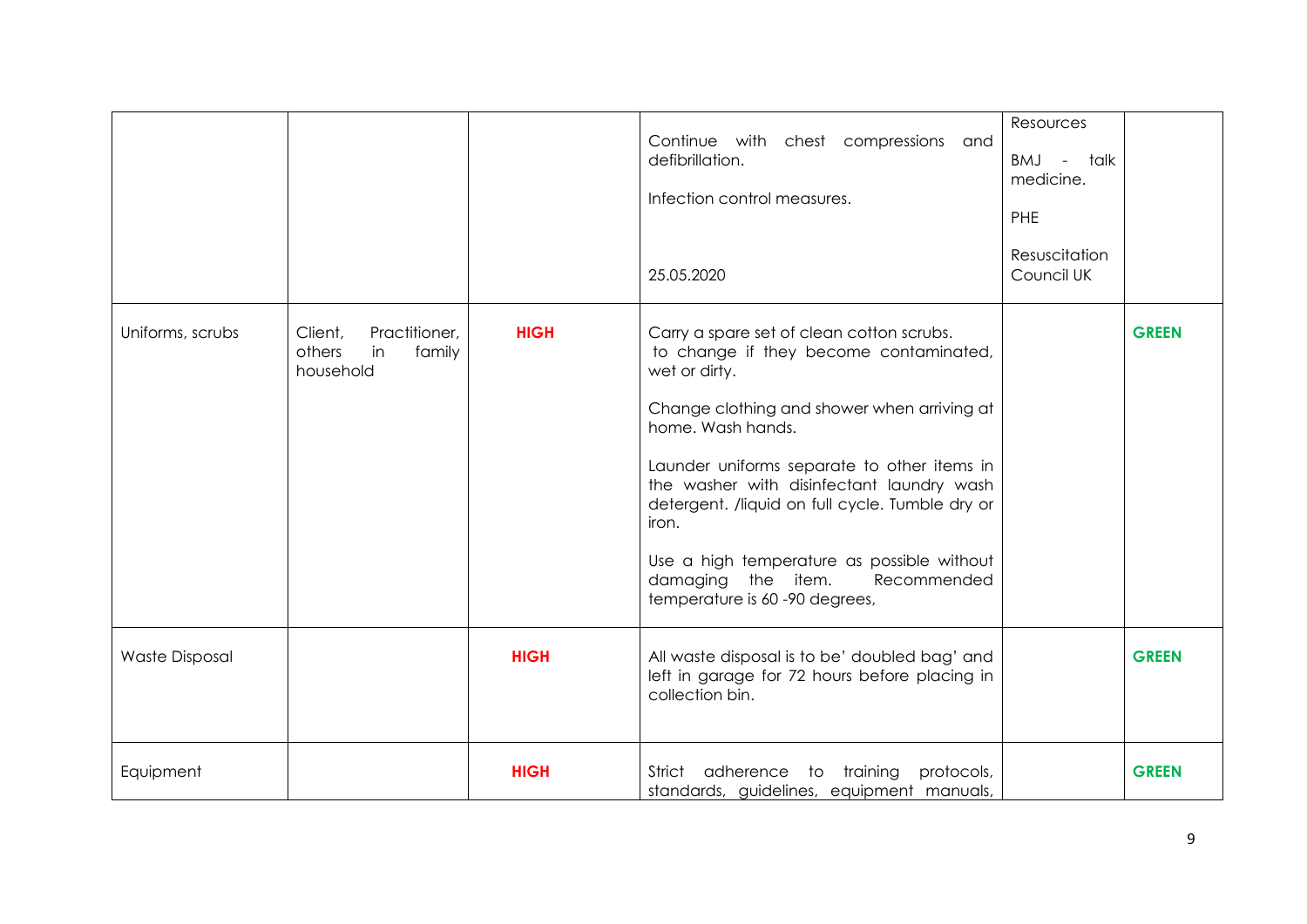| | | | | | |
|---|---|---|---|---|---|
| | | | Continue with chest compressions and defibrillation.<br><br>Infection control measures.<br><br>25.05.2020 | Resources<br><br>BMJ - talk medicine.<br><br>PHE<br><br>Resuscitation Council UK | |
| Uniforms, scrubs | Client, Practitioner, others in family household | **HIGH** | Carry a spare set of clean cotton scrubs. to change if they become contaminated, wet or dirty.<br><br>Change clothing and shower when arriving at home. Wash hands.<br><br>Launder uniforms separate to other items in the washer with disinfectant laundry wash detergent. /liquid on full cycle. Tumble dry or iron.<br><br>Use a high temperature as possible without damaging the item. Recommended temperature is 60 -90 degrees, | | **GREEN** |
| Waste Disposal | | **HIGH** | All waste disposal is to be' doubled bag' and left in garage for 72 hours before placing in collection bin. | | **GREEN** |
| Equipment | | **HIGH** | Strict adherence to training protocols, standards, guidelines, equipment manuals, | | **GREEN** |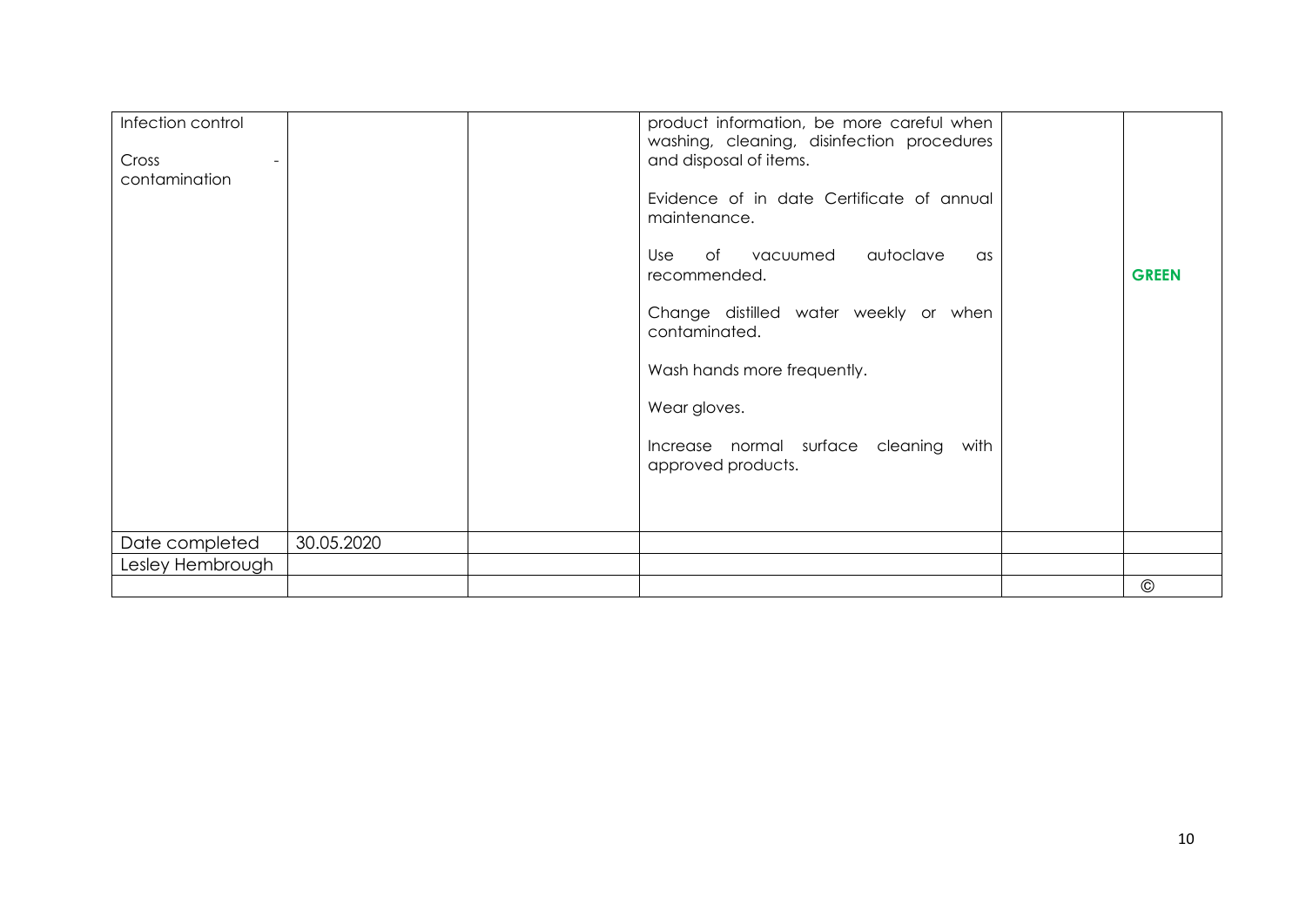| | | | | | |
|---|---|---|---|---|---|
| Infection control<br><br>Cross - contamination | | | product information, be more careful when washing, cleaning, disinfection procedures and disposal of items.<br><br>Evidence of in date Certificate of annual maintenance.<br><br>Use of vacuumed autoclave as recommended.<br><br>Change distilled water weekly or when contaminated.<br><br>Wash hands more frequently.<br><br>Wear gloves.<br><br>Increase normal surface cleaning with approved products. | | **GREEN** |
| Date completed | 30.05.2020 | | | | |
| Lesley Hembrough | | | | | |
| | | | | | © |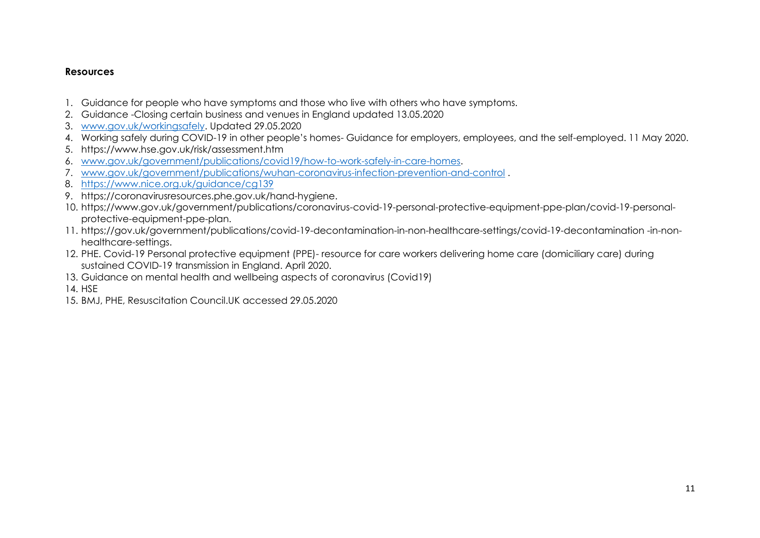**Resources**

1. Guidance for people who have symptoms and those who live with others who have symptoms.
2. Guidance -Closing certain business and venues in England updated 13.05.2020
3. www.gov.uk/workingsafely. Updated 29.05.2020
4. Working safely during COVID-19 in other people's homes- Guidance for employers, employees, and the self-employed. 11 May 2020.
5. https://www.hse.gov.uk/risk/assessment.htm
6. www.gov.uk/government/publications/covid19/how-to-work-safely-in-care-homes.
7. www.gov.uk/government/publications/wuhan-coronavirus-infection-prevention-and-control .
8. https://www.nice.org.uk/guidance/cg139
9. https;//coronavirusresources.phe.gov.uk/hand-hygiene.
10. https;//www.gov.uk/government/publications/coronavirus-covid-19-personal-protective-equipment-ppe-plan/covid-19-personal-protective-equipment-ppe-plan.
11. https;//gov.uk/government/publications/covid-19-decontamination-in-non-healthcare-settings/covid-19-decontamination -in-non-healthcare-settings.
12. PHE. Covid-19 Personal protective equipment (PPE)- resource for care workers delivering home care (domiciliary care) during sustained COVID-19 transmission in England. April 2020.
13. Guidance on mental health and wellbeing aspects of coronavirus (Covid19)
14. HSE
15. BMJ, PHE, Resuscitation Council.UK accessed 29.05.2020